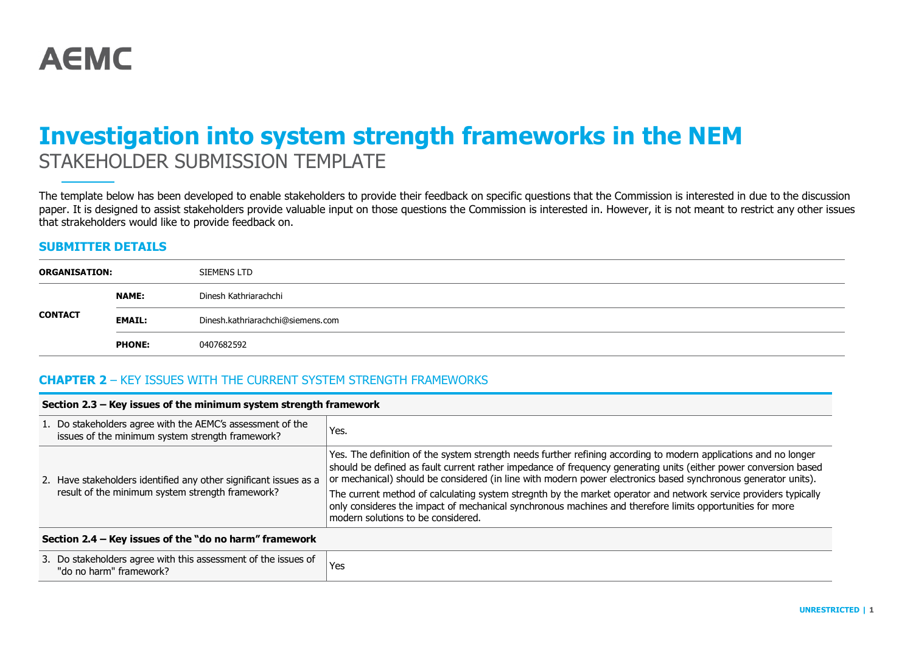AEMC

# Investigation into system strength frameworks in the NEM

STAKEHOLDER SUBMISSION TEMPLATE

The template below has been developed to enable stakeholders to provide their feedback on specific questions that the Commission is interested in due to the discussion paper. It is designed to assist stakeholders provide valuable input on those questions the Commission is interested in. However, it is not meant to restrict any other issues that strakeholders would like to provide feedback on.

## SUBMITTER DETAILS

| | | |
|---|---|---|
| **ORGANISATION:** | | SIEMENS LTD |
| **CONTACT** | **NAME:** | Dinesh Kathriarachchi |
| | **EMAIL:** | Dinesh.kathriarachchi@siemens.com |
| | **PHONE:** | 0407682592 |

## CHAPTER 2 – KEY ISSUES WITH THE CURRENT SYSTEM STRENGTH FRAMEWORKS

| **Section 2.3 – Key issues of the minimum system strength framework** | |
|---|---|
| 1. Do stakeholders agree with the AEMC's assessment of the issues of the minimum system strength framework? | Yes. |
| 2. Have stakeholders identified any other significant issues as a result of the minimum system strength framework? | Yes. The definition of the system strength needs further refining according to modern applications and no longer should be defined as fault current rather impedance of frequency generating units (either power conversion based or mechanical) should be considered (in line with modern power electronics based synchronous generator units).<br><br>The current method of calculating system stregnth by the market operator and network service providers typically only consideres the impact of mechanical synchronous machines and therefore limits opportunities for more modern solutions to be considered. |
| **Section 2.4 – Key issues of the "do no harm" framework** | |
| 3. Do stakeholders agree with this assessment of the issues of "do no harm" framework? | Yes |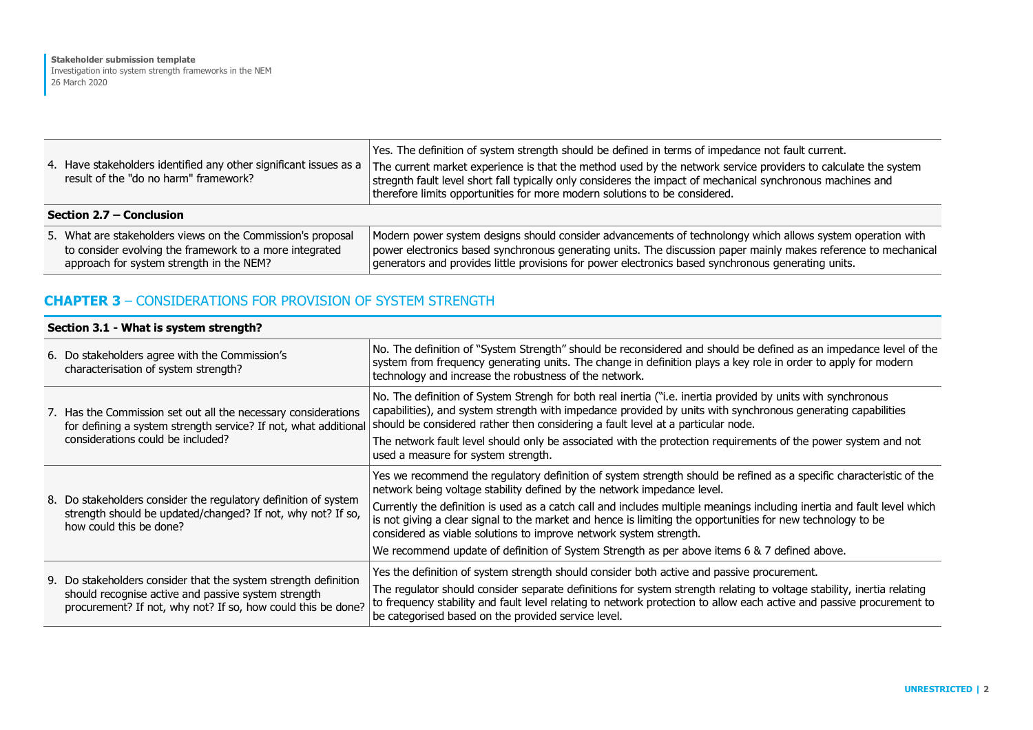| | |
|---|---|
| 4. Have stakeholders identified any other significant issues as a result of the "do no harm" framework? | Yes. The definition of system strength should be defined in terms of impedance not fault current.<br>The current market experience is that the method used by the network service providers to calculate the system stregnth fault level short fall typically only consideres the impact of mechanical synchronous machines and therefore limits opportunities for more modern solutions to be considered. |
| **Section 2.7 – Conclusion** | |
| 5. What are stakeholders views on the Commission's proposal to consider evolving the framework to a more integrated approach for system strength in the NEM? | Modern power system designs should consider advancements of technolongy which allows system operation with power electronics based synchronous generating units. The discussion paper mainly makes reference to mechanical generators and provides little provisions for power electronics based synchronous generating units. |

## **CHAPTER 3** – CONSIDERATIONS FOR PROVISION OF SYSTEM STRENGTH

| **Section 3.1 - What is system strength?** | |
|---|---|
| 6. Do stakeholders agree with the Commission's characterisation of system strength? | No. The definition of "System Strength" should be reconsidered and should be defined as an impedance level of the system from frequency generating units. The change in definition plays a key role in order to apply for modern technology and increase the robustness of the network. |
| 7. Has the Commission set out all the necessary considerations for defining a system strength service? If not, what additional considerations could be included? | No. The definition of System Strengh for both real inertia ("i.e. inertia provided by units with synchronous capabilities), and system strength with impedance provided by units with synchronous generating capabilities should be considered rather then considering a fault level at a particular node.<br>The network fault level should only be associated with the protection requirements of the power system and not used a measure for system strength. |
| 8. Do stakeholders consider the regulatory definition of system strength should be updated/changed? If not, why not? If so, how could this be done? | Yes we recommend the regulatory definition of system strength should be refined as a specific characteristic of the network being voltage stability defined by the network impedance level.<br>Currently the definition is used as a catch call and includes multiple meanings including inertia and fault level which is not giving a clear signal to the market and hence is limiting the opportunities for new technology to be considered as viable solutions to improve network system strength.<br>We recommend update of definition of System Strength as per above items 6 & 7 defined above. |
| 9. Do stakeholders consider that the system strength definition should recognise active and passive system strength procurement? If not, why not? If so, how could this be done? | Yes the definition of system strength should consider both active and passive procurement.<br>The regulator should consider separate definitions for system strength relating to voltage stability, inertia relating to frequency stability and fault level relating to network protection to allow each active and passive procurement to be categorised based on the provided service level. |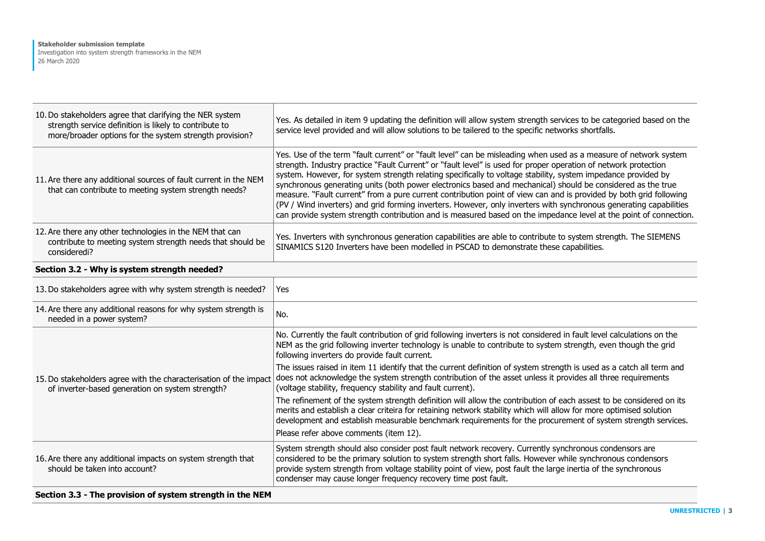| | |
|---|---|
| 10. Do stakeholders agree that clarifying the NER system strength service definition is likely to contribute to more/broader options for the system strength provision? | Yes. As detailed in item 9 updating the definition will allow system strength services to be categoried based on the service level provided and will allow solutions to be tailered to the specific networks shortfalls. |
| 11. Are there any additional sources of fault current in the NEM that can contribute to meeting system strength needs? | Yes. Use of the term "fault current" or "fault level" can be misleading when used as a measure of network system strength. Industry practice "Fault Current" or "fault level" is used for proper operation of network protection system. However, for system strength relating specifically to voltage stability, system impedance provided by synchronous generating units (both power electronics based and mechanical) should be considered as the true measure. "Fault current" from a pure current contribution point of view can and is provided by both grid following (PV / Wind inverters) and grid forming inverters. However, only inverters with synchronous generating capabilities can provide system strength contribution and is measured based on the impedance level at the point of connection. |
| 12. Are there any other technologies in the NEM that can contribute to meeting system strength needs that should be consideredi? | Yes. Inverters with synchronous generation capabilities are able to contribute to system strength. The SIEMENS SINAMICS S120 Inverters have been modelled in PSCAD to demonstrate these capabilities. |
| **Section 3.2 - Why is system strength needed?** | |
| 13. Do stakeholders agree with why system strength is needed? | Yes |
| 14. Are there any additional reasons for why system strength is needed in a power system? | No. |
| 15. Do stakeholders agree with the characterisation of the impact of inverter-based generation on system strength? | No. Currently the fault contribution of grid following inverters is not considered in fault level calculations on the NEM as the grid following inverter technology is unable to contribute to system strength, even though the grid following inverters do provide fault current.<br><br>The issues raised in item 11 identify that the current definition of system strength is used as a catch all term and does not acknowledge the system strength contribution of the asset unless it provides all three requirements (voltage stability, frequency stability and fault current).<br><br>The refinement of the system strength definition will allow the contribution of each assest to be considered on its merits and establish a clear criteira for retaining network stability which will allow for more optimised solution development and establish measurable benchmark requirements for the procurement of system strength services.<br><br>Please refer above comments (item 12). |
| 16. Are there any additional impacts on system strength that should be taken into account? | System strength should also consider post fault network recovery. Currently synchronous condensors are considered to be the primary solution to system strength short falls. However while synchronous condensors provide system strength from voltage stability point of view, post fault the large inertia of the synchronous condenser may cause longer frequency recovery time post fault. |
| **Section 3.3 - The provision of system strength in the NEM** | |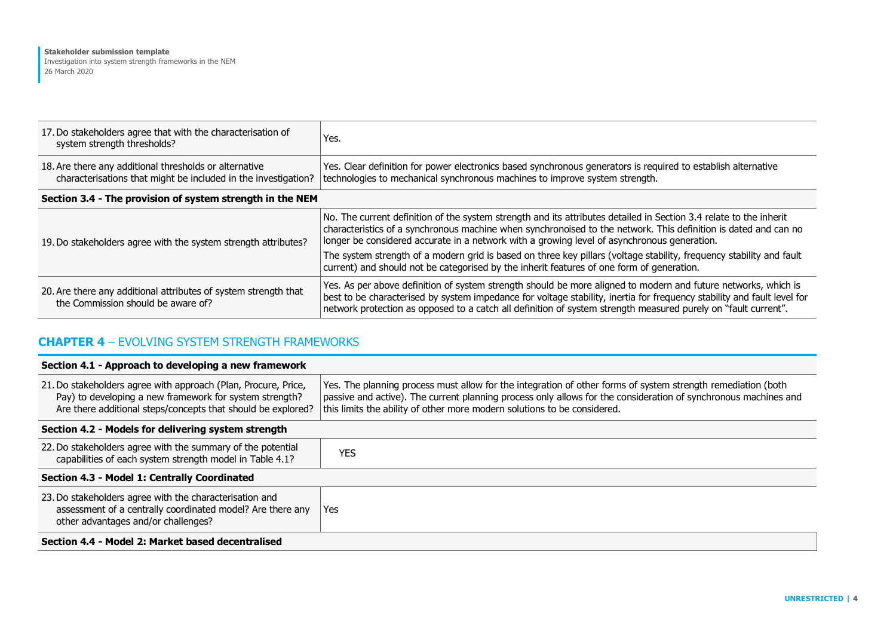| | |
|---|---|
| 17. Do stakeholders agree that with the characterisation of system strength thresholds? | Yes. |
| 18. Are there any additional thresholds or alternative characterisations that might be included in the investigation? | Yes. Clear definition for power electronics based synchronous generators is required to establish alternative technologies to mechanical synchronous machines to improve system strength. |
| **Section 3.4 - The provision of system strength in the NEM** | |
| 19. Do stakeholders agree with the system strength attributes? | No. The current definition of the system strength and its attributes detailed in Section 3.4 relate to the inherit characteristics of a synchronous machine when synchronoised to the network. This definition is dated and can no longer be considered accurate in a network with a growing level of asynchronous generation.<br><br>The system strength of a modern grid is based on three key pillars (voltage stability, frequency stability and fault current) and should not be categorised by the inherit features of one form of generation. |
| 20. Are there any additional attributes of system strength that the Commission should be aware of? | Yes. As per above definition of system strength should be more aligned to modern and future networks, which is best to be characterised by system impedance for voltage stability, inertia for frequency stability and fault level for network protection as opposed to a catch all definition of system strength measured purely on "fault current". |

## CHAPTER 4 – EVOLVING SYSTEM STRENGTH FRAMEWORKS

| | |
|---|---|
| **Section 4.1 - Approach to developing a new framework** | |
| 21. Do stakeholders agree with approach (Plan, Procure, Price, Pay) to developing a new framework for system strength? Are there additional steps/concepts that should be explored? | Yes. The planning process must allow for the integration of other forms of system strength remediation (both passive and active). The current planning process only allows for the consideration of synchronous machines and this limits the ability of other more modern solutions to be considered. |
| **Section 4.2 - Models for delivering system strength** | |
| 22. Do stakeholders agree with the summary of the potential capabilities of each system strength model in Table 4.1? | YES |
| **Section 4.3 - Model 1: Centrally Coordinated** | |
| 23. Do stakeholders agree with the characterisation and assessment of a centrally coordinated model? Are there any other advantages and/or challenges? | Yes |
| **Section 4.4 - Model 2: Market based decentralised** | |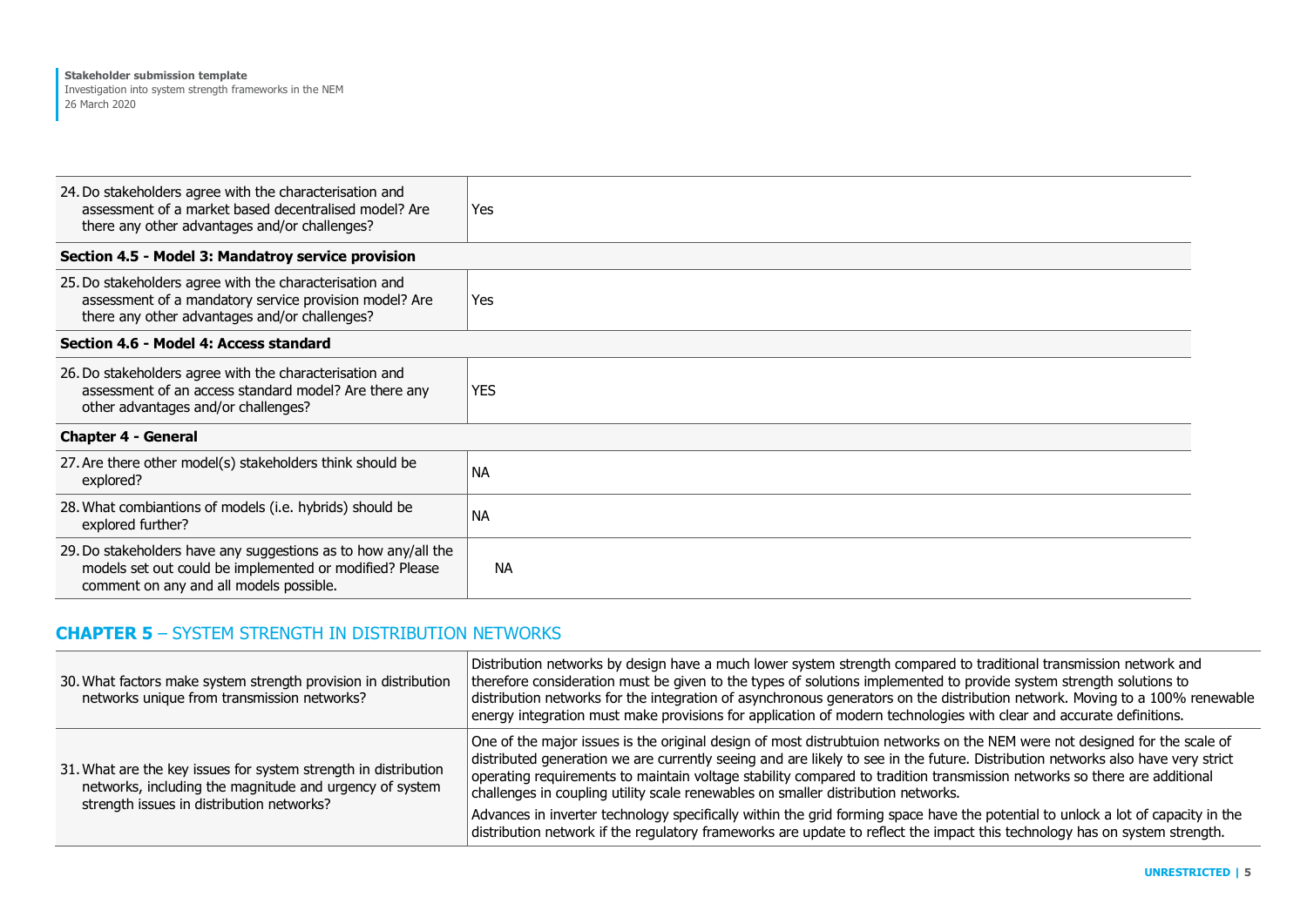| | |
|---|---|
| 24. Do stakeholders agree with the characterisation and assessment of a market based decentralised model? Are there any other advantages and/or challenges? | Yes |
| **Section 4.5 - Model 3: Mandatroy service provision** | |
| 25. Do stakeholders agree with the characterisation and assessment of a mandatory service provision model? Are there any other advantages and/or challenges? | Yes |
| **Section 4.6 - Model 4: Access standard** | |
| 26. Do stakeholders agree with the characterisation and assessment of an access standard model? Are there any other advantages and/or challenges? | YES |
| **Chapter 4 - General** | |
| 27. Are there other model(s) stakeholders think should be explored? | NA |
| 28. What combiantions of models (i.e. hybrids) should be explored further? | NA |
| 29. Do stakeholders have any suggestions as to how any/all the models set out could be implemented or modified? Please comment on any and all models possible. | NA |

## CHAPTER 5 – SYSTEM STRENGTH IN DISTRIBUTION NETWORKS

| | |
|---|---|
| 30. What factors make system strength provision in distribution networks unique from transmission networks? | Distribution networks by design have a much lower system strength compared to traditional transmission network and therefore consideration must be given to the types of solutions implemented to provide system strength solutions to distribution networks for the integration of asynchronous generators on the distribution network. Moving to a 100% renewable energy integration must make provisions for application of modern technologies with clear and accurate definitions. |
| 31. What are the key issues for system strength in distribution networks, including the magnitude and urgency of system strength issues in distribution networks? | One of the major issues is the original design of most distrubtuion networks on the NEM were not designed for the scale of distributed generation we are currently seeing and are likely to see in the future. Distribution networks also have very strict operating requirements to maintain voltage stability compared to tradition transmission networks so there are additional challenges in coupling utility scale renewables on smaller distribution networks.<br><br>Advances in inverter technology specifically within the grid forming space have the potential to unlock a lot of capacity in the distribution network if the regulatory frameworks are update to reflect the impact this technology has on system strength. |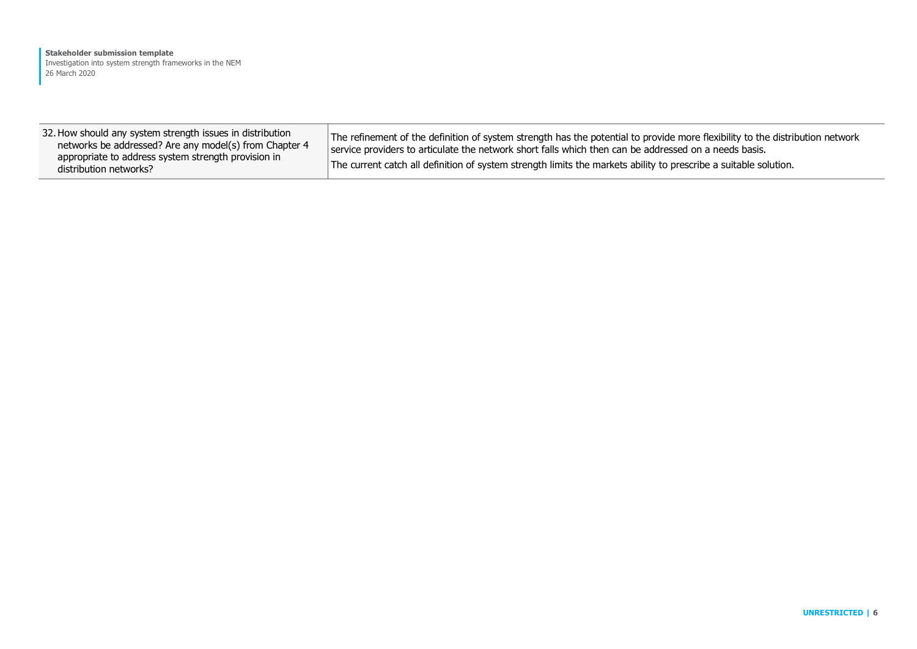| | |
|---|---|
| 32. How should any system strength issues in distribution networks be addressed? Are any model(s) from Chapter 4 appropriate to address system strength provision in distribution networks? | The refinement of the definition of system strength has the potential to provide more flexibility to the distribution network service providers to articulate the network short falls which then can be addressed on a needs basis.<br>The current catch all definition of system strength limits the markets ability to prescribe a suitable solution. |